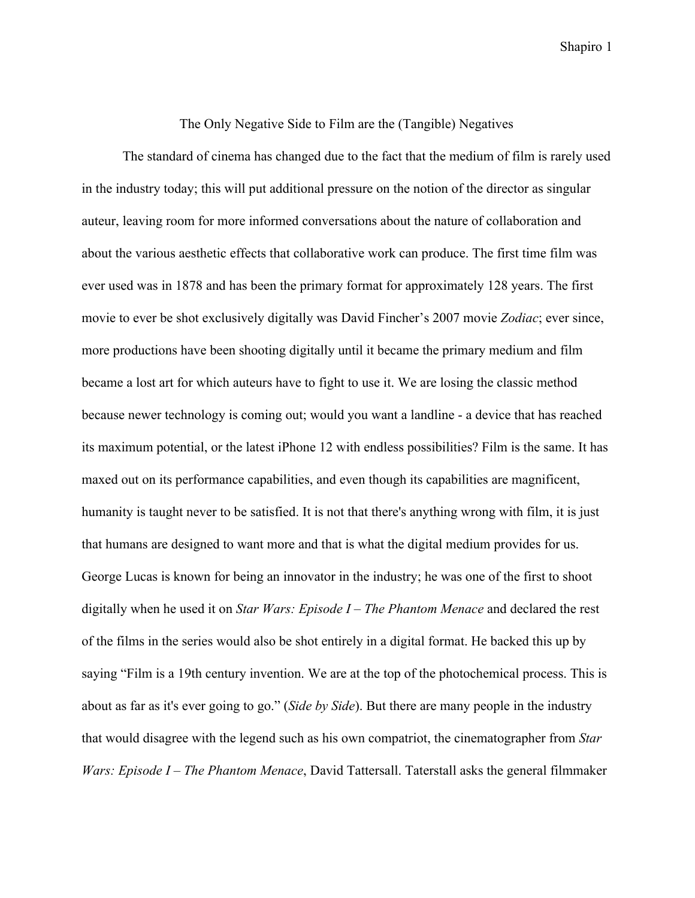# The Only Negative Side to Film are the (Tangible) Negatives

The standard of cinema has changed due to the fact that the medium of film is rarely used in the industry today; this will put additional pressure on the notion of the director as singular auteur, leaving room for more informed conversations about the nature of collaboration and about the various aesthetic effects that collaborative work can produce. The first time film was ever used was in 1878 and has been the primary format for approximately 128 years. The first movie to ever be shot exclusively digitally was David Fincher's 2007 movie *Zodiac*; ever since, more productions have been shooting digitally until it became the primary medium and film became a lost art for which auteurs have to fight to use it. We are losing the classic method because newer technology is coming out; would you want a landline - a device that has reached its maximum potential, or the latest iPhone 12 with endless possibilities? Film is the same. It has maxed out on its performance capabilities, and even though its capabilities are magnificent, humanity is taught never to be satisfied. It is not that there's anything wrong with film, it is just that humans are designed to want more and that is what the digital medium provides for us. George Lucas is known for being an innovator in the industry; he was one of the first to shoot digitally when he used it on *Star Wars: Episode I – The Phantom Menace* and declared the rest of the films in the series would also be shot entirely in a digital format. He backed this up by saying "Film is a 19th century invention. We are at the top of the photochemical process. This is about as far as it's ever going to go." (*Side by Side*). But there are many people in the industry that would disagree with the legend such as his own compatriot, the cinematographer from *Star Wars: Episode I – The Phantom Menace*, David Tattersall. Taterstall asks the general filmmaker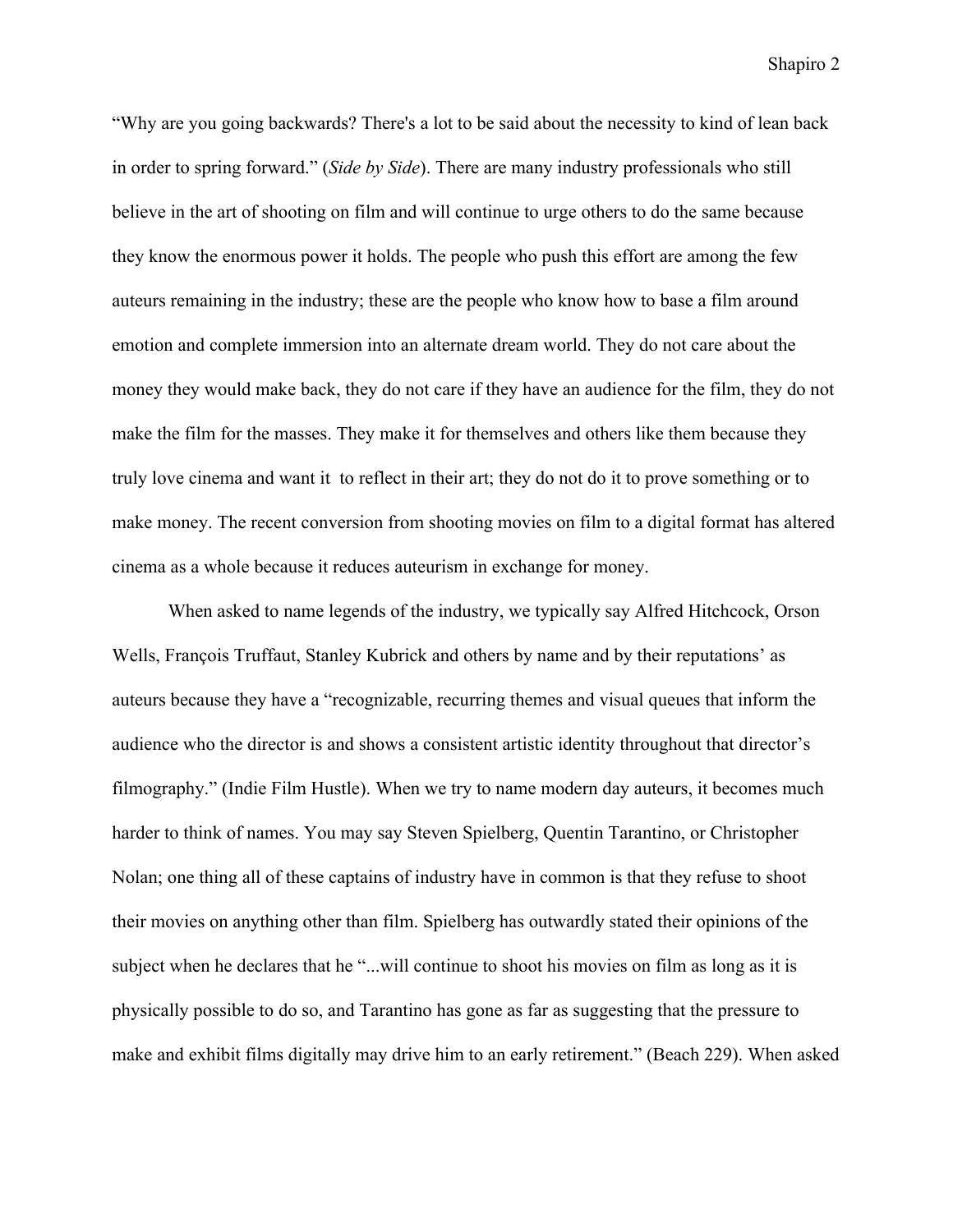"Why are you going backwards? There's a lot to be said about the necessity to kind of lean back in order to spring forward." (*Side by Side*). There are many industry professionals who still believe in the art of shooting on film and will continue to urge others to do the same because they know the enormous power it holds. The people who push this effort are among the few auteurs remaining in the industry; these are the people who know how to base a film around emotion and complete immersion into an alternate dream world. They do not care about the money they would make back, they do not care if they have an audience for the film, they do not make the film for the masses. They make it for themselves and others like them because they truly love cinema and want it  to reflect in their art; they do not do it to prove something or to make money. The recent conversion from shooting movies on film to a digital format has altered cinema as a whole because it reduces auteurism in exchange for money.

When asked to name legends of the industry, we typically say Alfred Hitchcock, Orson Wells, François Truffaut, Stanley Kubrick and others by name and by their reputations' as auteurs because they have a "recognizable, recurring themes and visual queues that inform the audience who the director is and shows a consistent artistic identity throughout that director's filmography." (Indie Film Hustle). When we try to name modern day auteurs, it becomes much harder to think of names. You may say Steven Spielberg, Quentin Tarantino, or Christopher Nolan; one thing all of these captains of industry have in common is that they refuse to shoot their movies on anything other than film. Spielberg has outwardly stated their opinions of the subject when he declares that he "...will continue to shoot his movies on film as long as it is physically possible to do so, and Tarantino has gone as far as suggesting that the pressure to make and exhibit films digitally may drive him to an early retirement." (Beach 229). When asked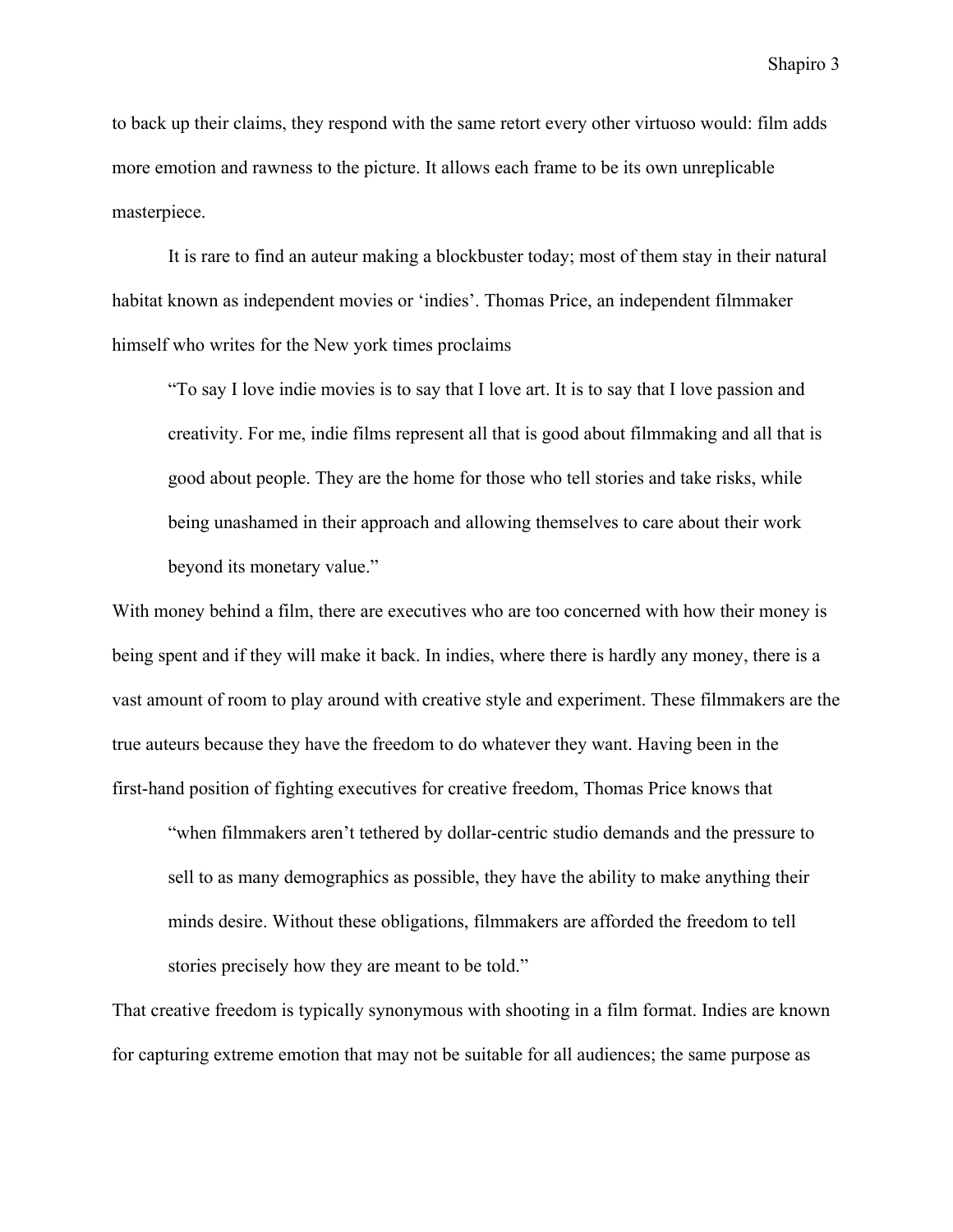to back up their claims, they respond with the same retort every other virtuoso would: film adds more emotion and rawness to the picture. It allows each frame to be its own unreplicable masterpiece.

It is rare to find an auteur making a blockbuster today; most of them stay in their natural habitat known as independent movies or 'indies'. Thomas Price, an independent filmmaker himself who writes for the New york times proclaims

> "To say I love indie movies is to say that I love art. It is to say that I love passion and creativity. For me, indie films represent all that is good about filmmaking and all that is good about people. They are the home for those who tell stories and take risks, while being unashamed in their approach and allowing themselves to care about their work beyond its monetary value."

With money behind a film, there are executives who are too concerned with how their money is being spent and if they will make it back. In indies, where there is hardly any money, there is a vast amount of room to play around with creative style and experiment. These filmmakers are the true auteurs because they have the freedom to do whatever they want. Having been in the first-hand position of fighting executives for creative freedom, Thomas Price knows that

> "when filmmakers aren't tethered by dollar-centric studio demands and the pressure to sell to as many demographics as possible, they have the ability to make anything their minds desire. Without these obligations, filmmakers are afforded the freedom to tell stories precisely how they are meant to be told."

That creative freedom is typically synonymous with shooting in a film format. Indies are known for capturing extreme emotion that may not be suitable for all audiences; the same purpose as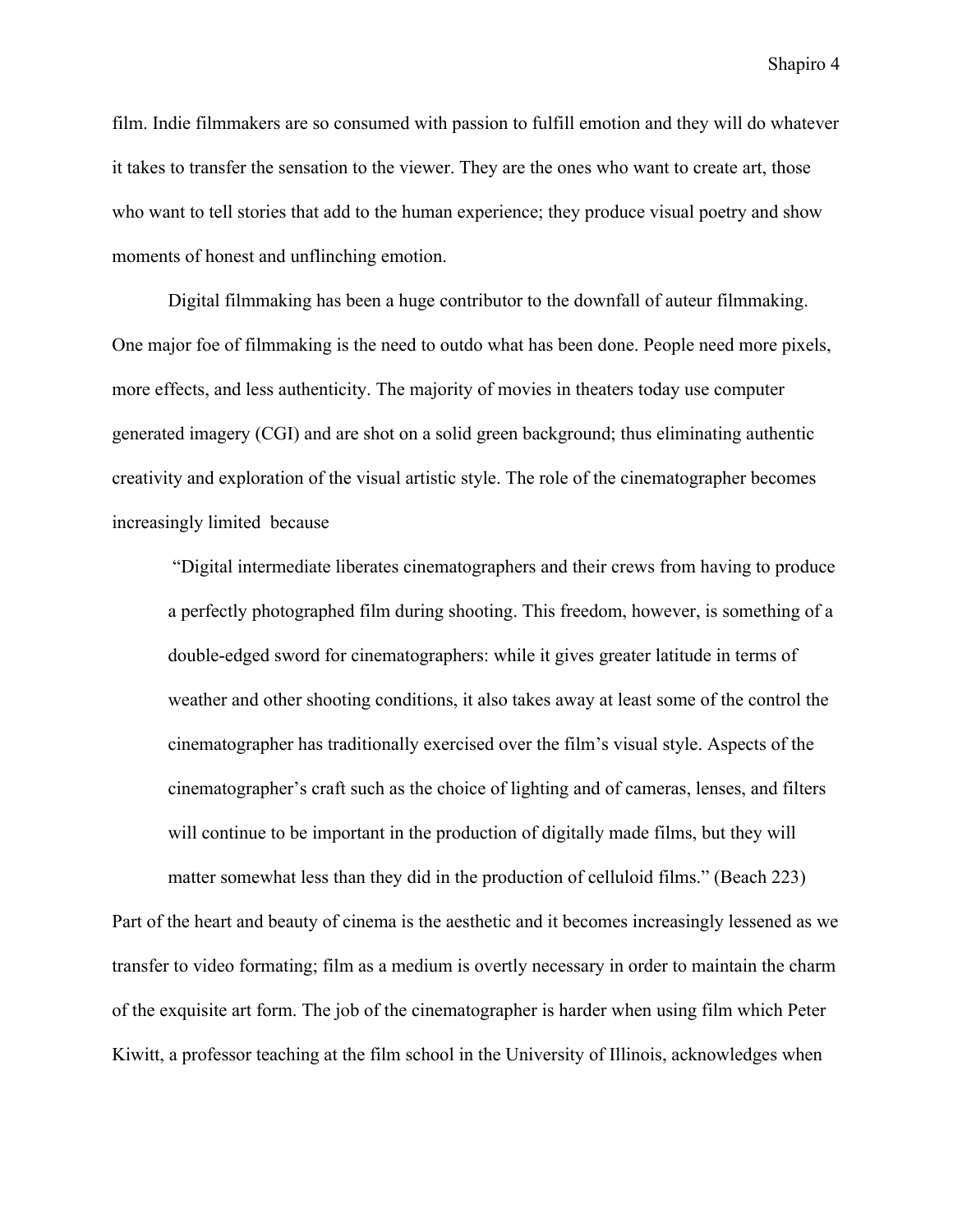film. Indie filmmakers are so consumed with passion to fulfill emotion and they will do whatever it takes to transfer the sensation to the viewer. They are the ones who want to create art, those who want to tell stories that add to the human experience; they produce visual poetry and show moments of honest and unflinching emotion.

Digital filmmaking has been a huge contributor to the downfall of auteur filmmaking. One major foe of filmmaking is the need to outdo what has been done. People need more pixels, more effects, and less authenticity. The majority of movies in theaters today use computer generated imagery (CGI) and are shot on a solid green background; thus eliminating authentic creativity and exploration of the visual artistic style. The role of the cinematographer becomes increasingly limited because

> "Digital intermediate liberates cinematographers and their crews from having to produce a perfectly photographed film during shooting. This freedom, however, is something of a double-edged sword for cinematographers: while it gives greater latitude in terms of weather and other shooting conditions, it also takes away at least some of the control the cinematographer has traditionally exercised over the film's visual style. Aspects of the cinematographer's craft such as the choice of lighting and of cameras, lenses, and filters will continue to be important in the production of digitally made films, but they will matter somewhat less than they did in the production of celluloid films." (Beach 223)

Part of the heart and beauty of cinema is the aesthetic and it becomes increasingly lessened as we transfer to video formating; film as a medium is overtly necessary in order to maintain the charm of the exquisite art form. The job of the cinematographer is harder when using film which Peter Kiwitt, a professor teaching at the film school in the University of Illinois, acknowledges when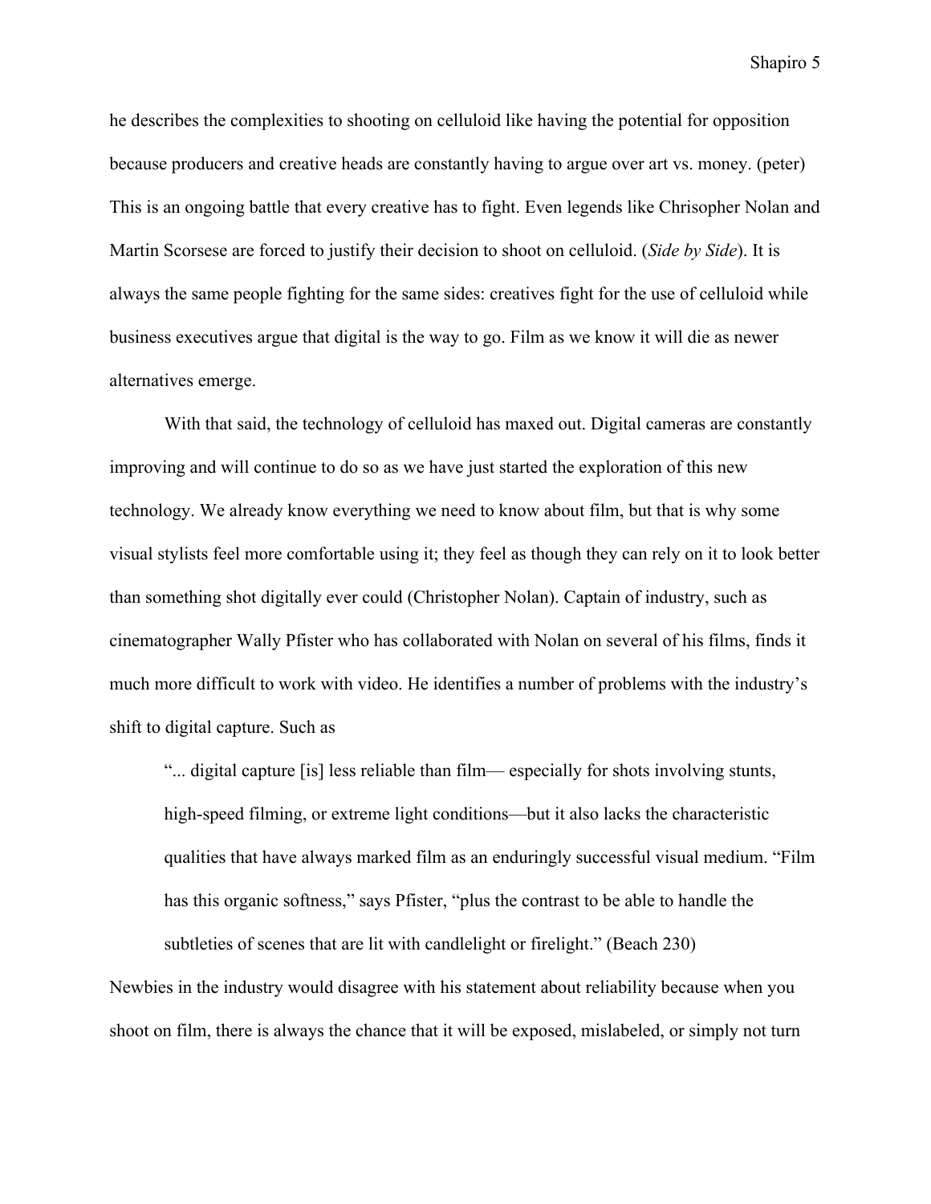he describes the complexities to shooting on celluloid like having the potential for opposition because producers and creative heads are constantly having to argue over art vs. money. (peter) This is an ongoing battle that every creative has to fight. Even legends like Chrisopher Nolan and Martin Scorsese are forced to justify their decision to shoot on celluloid. (*Side by Side*). It is always the same people fighting for the same sides: creatives fight for the use of celluloid while business executives argue that digital is the way to go. Film as we know it will die as newer alternatives emerge.

With that said, the technology of celluloid has maxed out. Digital cameras are constantly improving and will continue to do so as we have just started the exploration of this new technology. We already know everything we need to know about film, but that is why some visual stylists feel more comfortable using it; they feel as though they can rely on it to look better than something shot digitally ever could (Christopher Nolan). Captain of industry, such as cinematographer Wally Pfister who has collaborated with Nolan on several of his films, finds it much more difficult to work with video. He identifies a number of problems with the industry's shift to digital capture. Such as

> "... digital capture [is] less reliable than film— especially for shots involving stunts, high-speed filming, or extreme light conditions—but it also lacks the characteristic qualities that have always marked film as an enduringly successful visual medium. "Film has this organic softness," says Pfister, "plus the contrast to be able to handle the subtleties of scenes that are lit with candlelight or firelight." (Beach 230)

Newbies in the industry would disagree with his statement about reliability because when you shoot on film, there is always the chance that it will be exposed, mislabeled, or simply not turn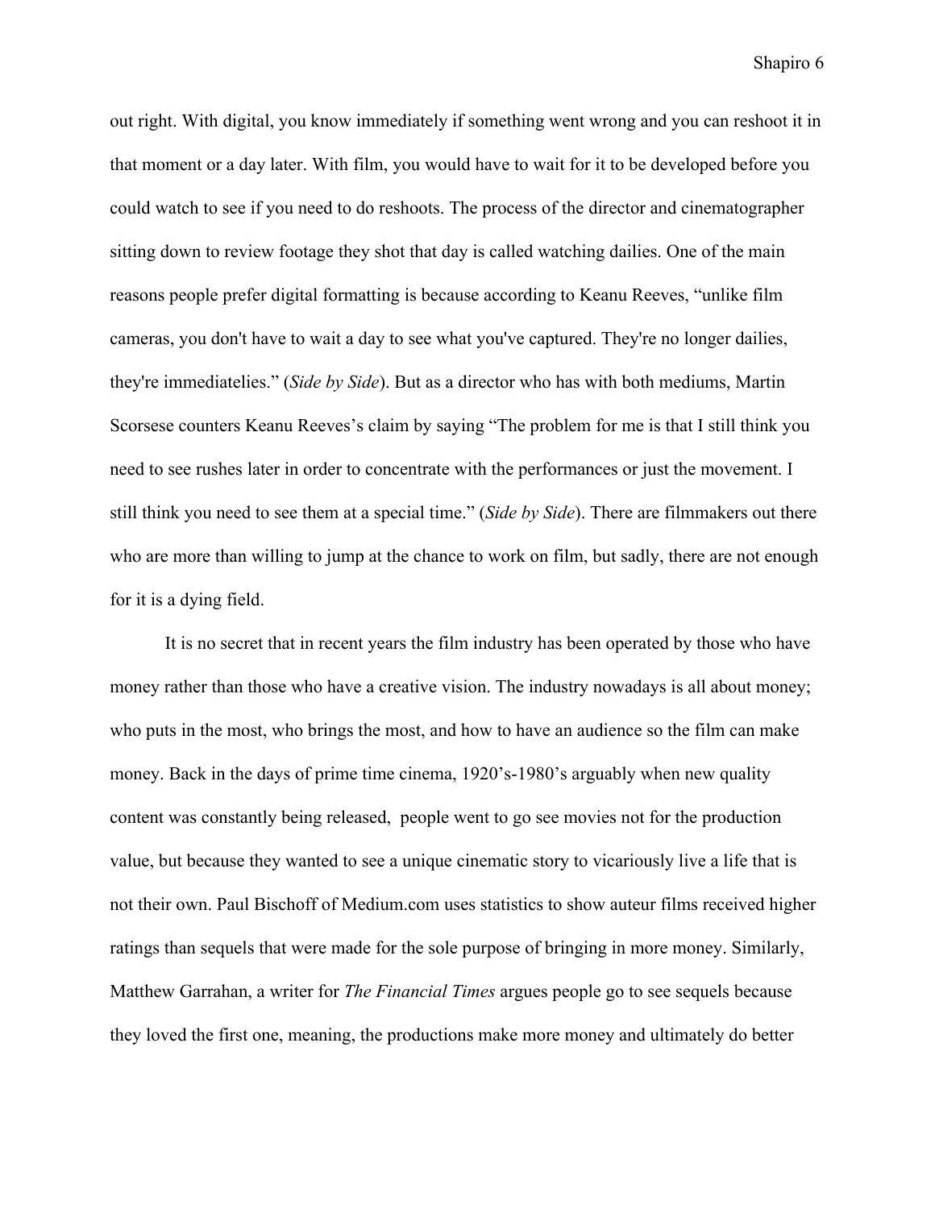out right. With digital, you know immediately if something went wrong and you can reshoot it in that moment or a day later. With film, you would have to wait for it to be developed before you could watch to see if you need to do reshoots. The process of the director and cinematographer sitting down to review footage they shot that day is called watching dailies. One of the main reasons people prefer digital formatting is because according to Keanu Reeves, "unlike film cameras, you don't have to wait a day to see what you've captured. They're no longer dailies, they're immediatelies." (*Side by Side*). But as a director who has with both mediums, Martin Scorsese counters Keanu Reeves's claim by saying "The problem for me is that I still think you need to see rushes later in order to concentrate with the performances or just the movement. I still think you need to see them at a special time." (*Side by Side*). There are filmmakers out there who are more than willing to jump at the chance to work on film, but sadly, there are not enough for it is a dying field.

It is no secret that in recent years the film industry has been operated by those who have money rather than those who have a creative vision. The industry nowadays is all about money; who puts in the most, who brings the most, and how to have an audience so the film can make money. Back in the days of prime time cinema, 1920's-1980's arguably when new quality content was constantly being released, people went to go see movies not for the production value, but because they wanted to see a unique cinematic story to vicariously live a life that is not their own. Paul Bischoff of Medium.com uses statistics to show auteur films received higher ratings than sequels that were made for the sole purpose of bringing in more money. Similarly, Matthew Garrahan, a writer for *The Financial Times* argues people go to see sequels because they loved the first one, meaning, the productions make more money and ultimately do better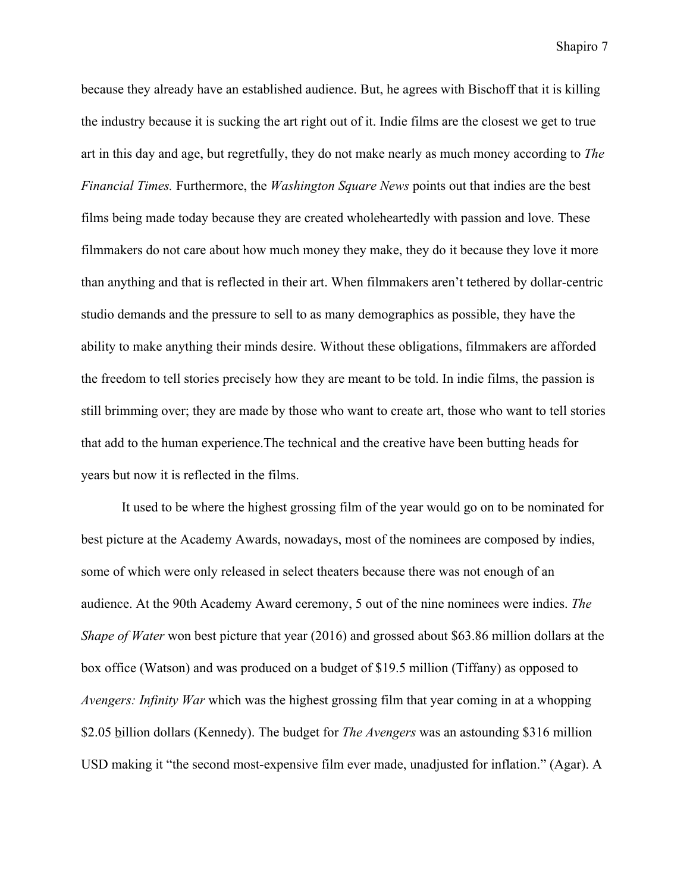because they already have an established audience. But, he agrees with Bischoff that it is killing the industry because it is sucking the art right out of it. Indie films are the closest we get to true art in this day and age, but regretfully, they do not make nearly as much money according to *The Financial Times.* Furthermore, the *Washington Square News* points out that indies are the best films being made today because they are created wholeheartedly with passion and love. These filmmakers do not care about how much money they make, they do it because they love it more than anything and that is reflected in their art. When filmmakers aren't tethered by dollar-centric studio demands and the pressure to sell to as many demographics as possible, they have the ability to make anything their minds desire. Without these obligations, filmmakers are afforded the freedom to tell stories precisely how they are meant to be told. In indie films, the passion is still brimming over; they are made by those who want to create art, those who want to tell stories that add to the human experience.The technical and the creative have been butting heads for years but now it is reflected in the films.

It used to be where the highest grossing film of the year would go on to be nominated for best picture at the Academy Awards, nowadays, most of the nominees are composed by indies, some of which were only released in select theaters because there was not enough of an audience. At the 90th Academy Award ceremony, 5 out of the nine nominees were indies. *The Shape of Water* won best picture that year (2016) and grossed about $63.86 million dollars at the box office (Watson) and was produced on a budget of $19.5 million (Tiffany) as opposed to *Avengers: Infinity War* which was the highest grossing film that year coming in at a whopping $2.05 billion dollars (Kennedy). The budget for *The Avengers* was an astounding $316 million USD making it "the second most-expensive film ever made, unadjusted for inflation." (Agar). A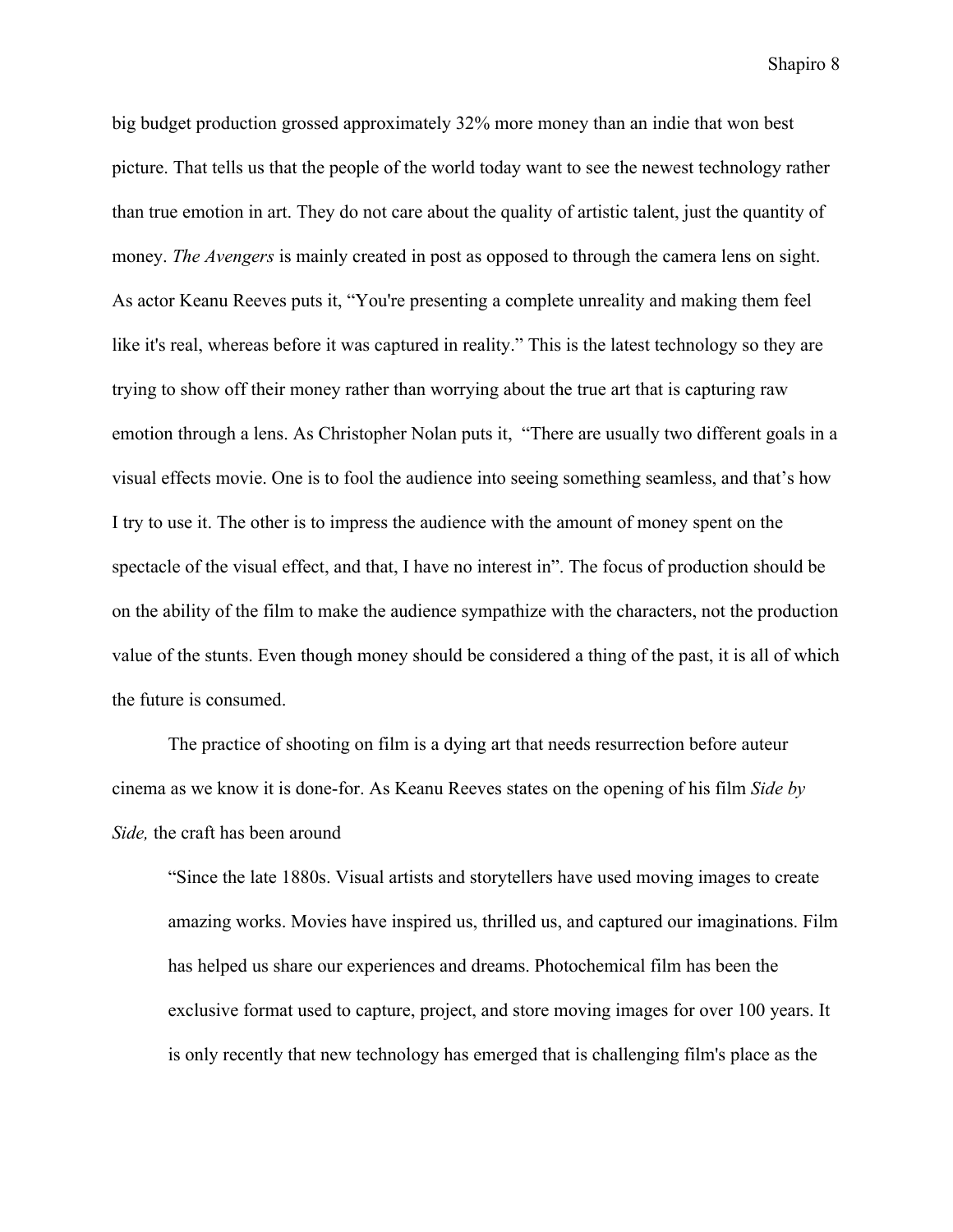big budget production grossed approximately 32% more money than an indie that won best picture. That tells us that the people of the world today want to see the newest technology rather than true emotion in art. They do not care about the quality of artistic talent, just the quantity of money. *The Avengers* is mainly created in post as opposed to through the camera lens on sight. As actor Keanu Reeves puts it, "You're presenting a complete unreality and making them feel like it's real, whereas before it was captured in reality." This is the latest technology so they are trying to show off their money rather than worrying about the true art that is capturing raw emotion through a lens. As Christopher Nolan puts it, "There are usually two different goals in a visual effects movie. One is to fool the audience into seeing something seamless, and that's how I try to use it. The other is to impress the audience with the amount of money spent on the spectacle of the visual effect, and that, I have no interest in". The focus of production should be on the ability of the film to make the audience sympathize with the characters, not the production value of the stunts. Even though money should be considered a thing of the past, it is all of which the future is consumed.

The practice of shooting on film is a dying art that needs resurrection before auteur cinema as we know it is done-for. As Keanu Reeves states on the opening of his film *Side by Side,* the craft has been around

> "Since the late 1880s. Visual artists and storytellers have used moving images to create amazing works. Movies have inspired us, thrilled us, and captured our imaginations. Film has helped us share our experiences and dreams. Photochemical film has been the exclusive format used to capture, project, and store moving images for over 100 years. It is only recently that new technology has emerged that is challenging film's place as the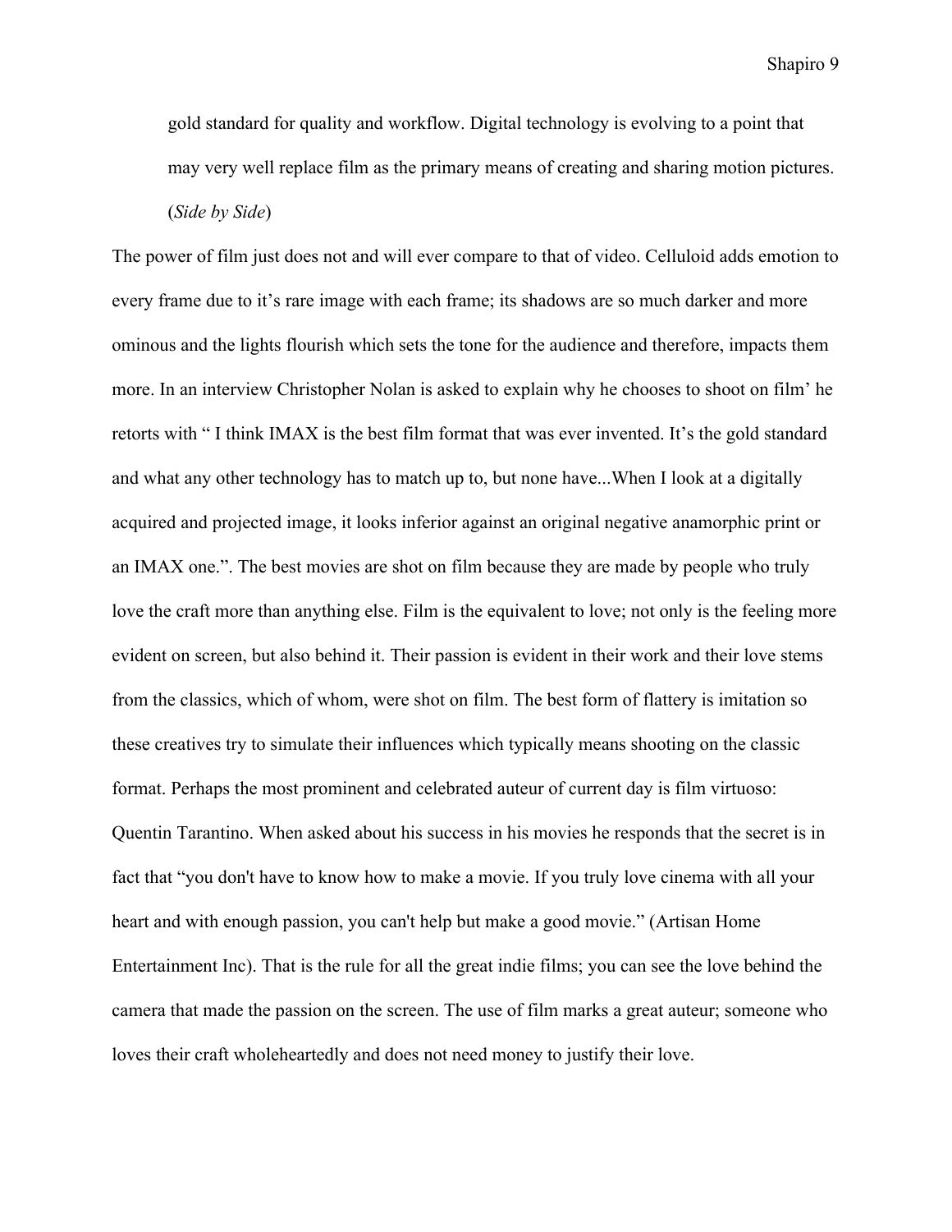> gold standard for quality and workflow. Digital technology is evolving to a point that may very well replace film as the primary means of creating and sharing motion pictures. (*Side by Side*)

The power of film just does not and will ever compare to that of video. Celluloid adds emotion to every frame due to it's rare image with each frame; its shadows are so much darker and more ominous and the lights flourish which sets the tone for the audience and therefore, impacts them more. In an interview Christopher Nolan is asked to explain why he chooses to shoot on film' he retorts with " I think IMAX is the best film format that was ever invented. It's the gold standard and what any other technology has to match up to, but none have...When I look at a digitally acquired and projected image, it looks inferior against an original negative anamorphic print or an IMAX one.". The best movies are shot on film because they are made by people who truly love the craft more than anything else. Film is the equivalent to love; not only is the feeling more evident on screen, but also behind it. Their passion is evident in their work and their love stems from the classics, which of whom, were shot on film. The best form of flattery is imitation so these creatives try to simulate their influences which typically means shooting on the classic format. Perhaps the most prominent and celebrated auteur of current day is film virtuoso: Quentin Tarantino. When asked about his success in his movies he responds that the secret is in fact that "you don't have to know how to make a movie. If you truly love cinema with all your heart and with enough passion, you can't help but make a good movie." (Artisan Home Entertainment Inc). That is the rule for all the great indie films; you can see the love behind the camera that made the passion on the screen. The use of film marks a great auteur; someone who loves their craft wholeheartedly and does not need money to justify their love.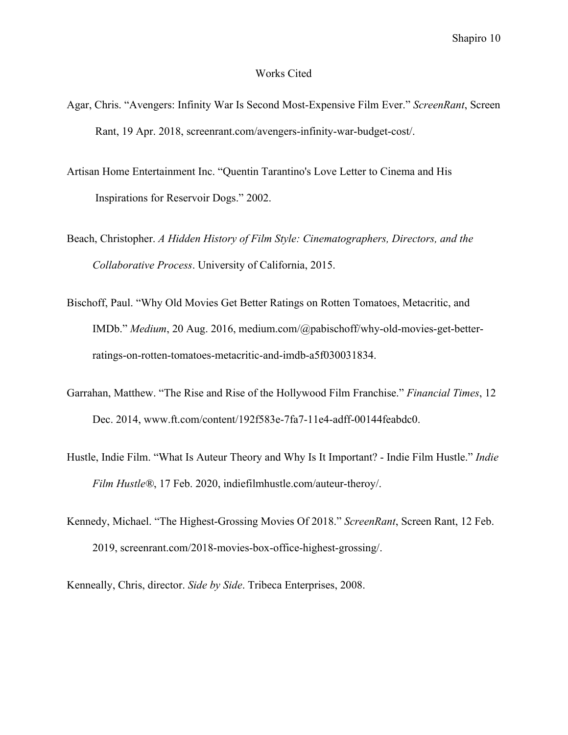# Works Cited

Agar, Chris. "Avengers: Infinity War Is Second Most-Expensive Film Ever." *ScreenRant*, Screen Rant, 19 Apr. 2018, screenrant.com/avengers-infinity-war-budget-cost/.

Artisan Home Entertainment Inc. "Quentin Tarantino's Love Letter to Cinema and His Inspirations for Reservoir Dogs." 2002.

Beach, Christopher. *A Hidden History of Film Style: Cinematographers, Directors, and the Collaborative Process*. University of California, 2015.

Bischoff, Paul. "Why Old Movies Get Better Ratings on Rotten Tomatoes, Metacritic, and IMDb." *Medium*, 20 Aug. 2016, medium.com/@pabischoff/why-old-movies-get-better-ratings-on-rotten-tomatoes-metacritic-and-imdb-a5f030031834.

Garrahan, Matthew. "The Rise and Rise of the Hollywood Film Franchise." *Financial Times*, 12 Dec. 2014, www.ft.com/content/192f583e-7fa7-11e4-adff-00144feabdc0.

Hustle, Indie Film. "What Is Auteur Theory and Why Is It Important? - Indie Film Hustle." *Indie Film Hustle®*, 17 Feb. 2020, indiefilmhustle.com/auteur-theroy/.

Kennedy, Michael. "The Highest-Grossing Movies Of 2018." *ScreenRant*, Screen Rant, 12 Feb. 2019, screenrant.com/2018-movies-box-office-highest-grossing/.

Kenneally, Chris, director. *Side by Side*. Tribeca Enterprises, 2008.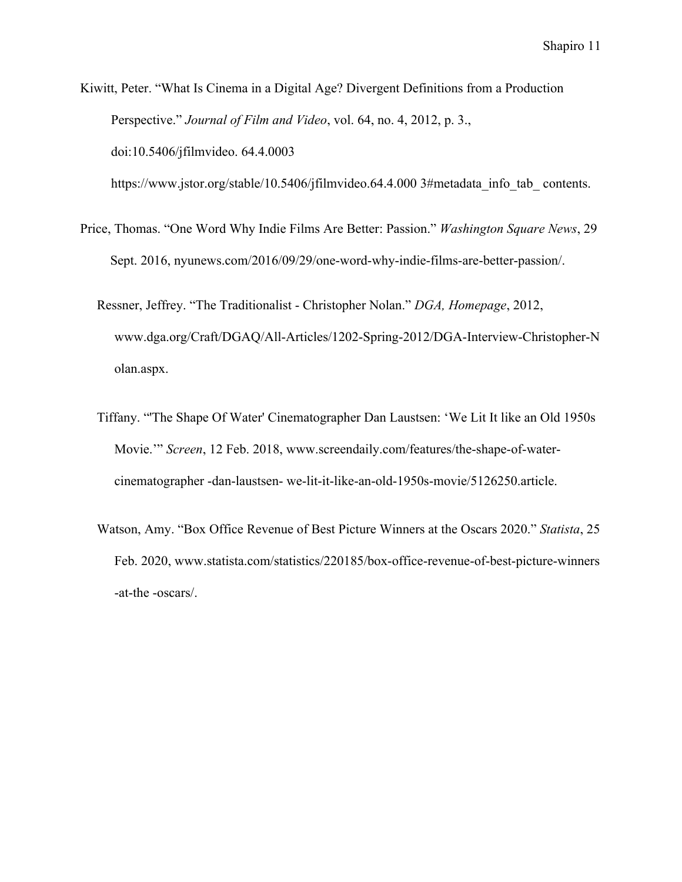Kiwitt, Peter. “What Is Cinema in a Digital Age? Divergent Definitions from a Production Perspective.” *Journal of Film and Video*, vol. 64, no. 4, 2012, p. 3., doi:10.5406/jfilmvideo. 64.4.0003 https://www.jstor.org/stable/10.5406/jfilmvideo.64.4.000 3#metadata_info_tab_ contents.

Price, Thomas. “One Word Why Indie Films Are Better: Passion.” *Washington Square News*, 29 Sept. 2016, nyunews.com/2016/09/29/one-word-why-indie-films-are-better-passion/.

Ressner, Jeffrey. “The Traditionalist - Christopher Nolan.” *DGA, Homepage*, 2012, www.dga.org/Craft/DGAQ/All-Articles/1202-Spring-2012/DGA-Interview-Christopher-Nolan.aspx.

Tiffany. “'The Shape Of Water' Cinematographer Dan Laustsen: ‘We Lit It like an Old 1950s Movie.’” *Screen*, 12 Feb. 2018, www.screendaily.com/features/the-shape-of-water-cinematographer -dan-laustsen- we-lit-it-like-an-old-1950s-movie/5126250.article.

Watson, Amy. “Box Office Revenue of Best Picture Winners at the Oscars 2020.” *Statista*, 25 Feb. 2020, www.statista.com/statistics/220185/box-office-revenue-of-best-picture-winners -at-the -oscars/.